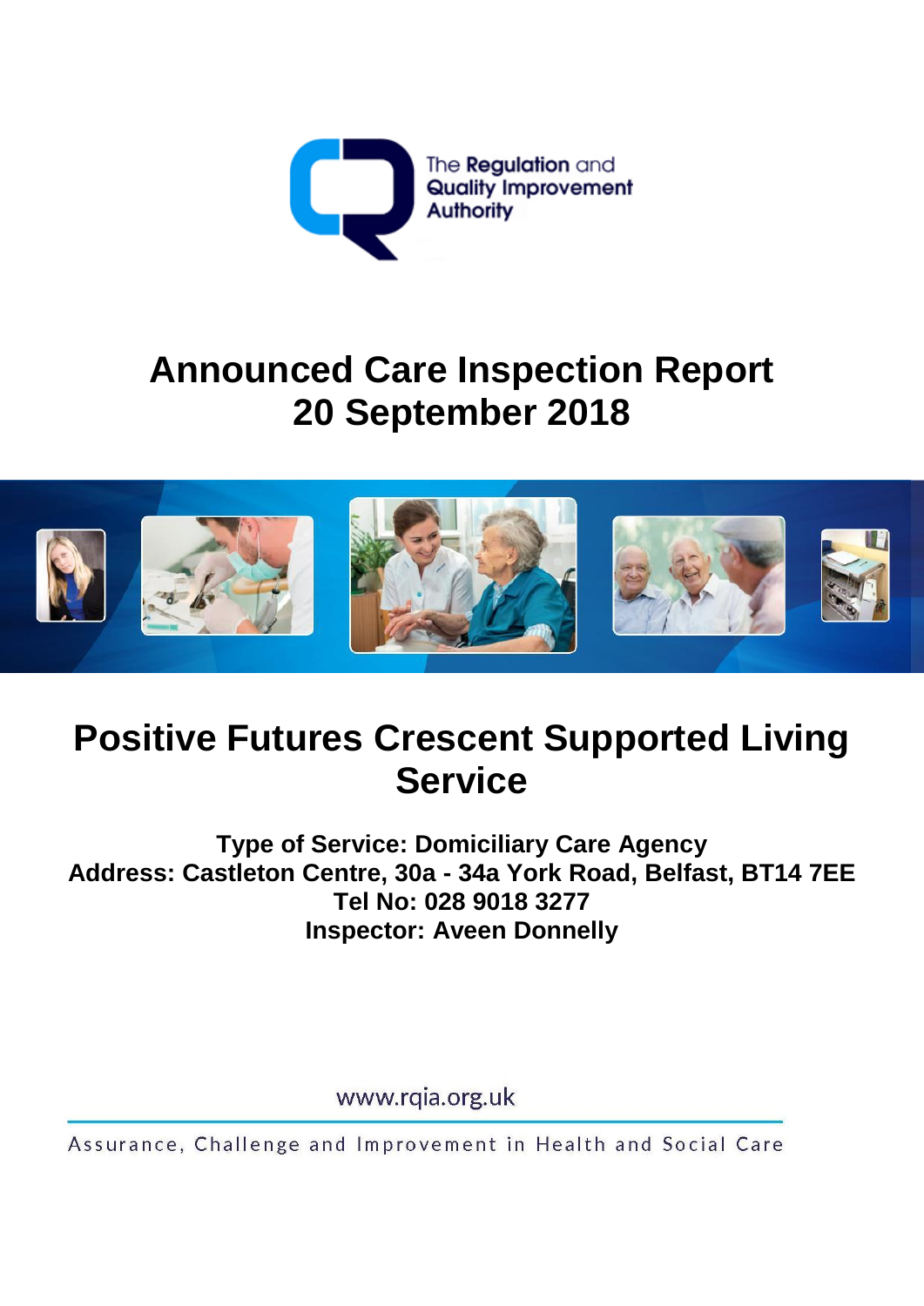The Regulation and Quality Improvement Authority

# Announced Care Inspection Report
# 20 September 2018

# Positive Futures Crescent Supported Living Service

**Type of Service: Domiciliary Care Agency**
**Address: Castleton Centre, 30a - 34a York Road, Belfast, BT14 7EE**
**Tel No: 028 9018 3277**
**Inspector: Aveen Donnelly**

www.rqia.org.uk

Assurance, Challenge and Improvement in Health and Social Care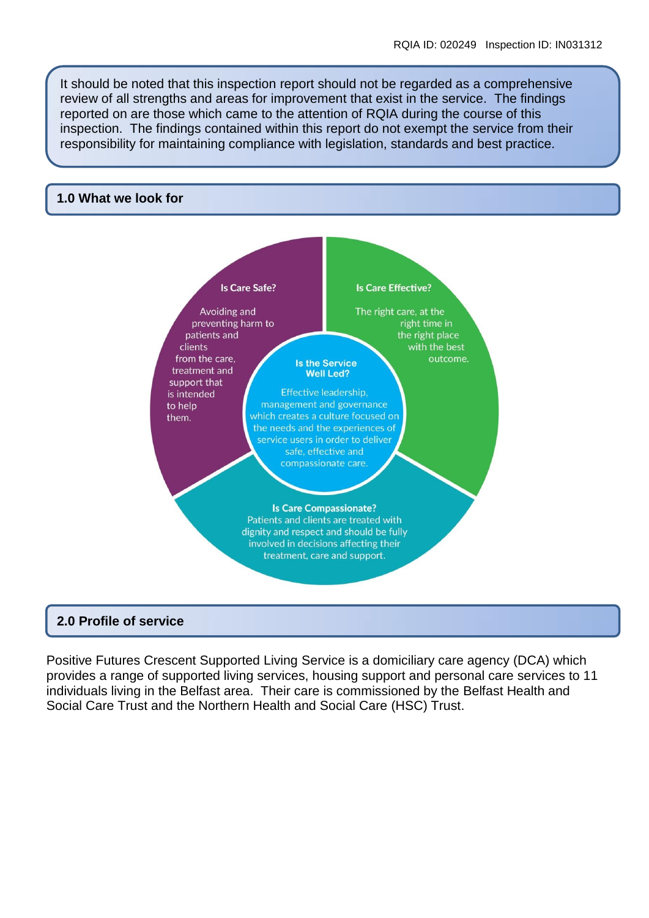It should be noted that this inspection report should not be regarded as a comprehensive review of all strengths and areas for improvement that exist in the service. The findings reported on are those which came to the attention of RQIA during the course of this inspection. The findings contained within this report do not exempt the service from their responsibility for maintaining compliance with legislation, standards and best practice.

## 1.0 What we look for

**Is Care Safe?**

Avoiding and preventing harm to patients and clients from the care, treatment and support that is intended to help them.

**Is Care Effective?**

The right care, at the right time in the right place with the best outcome.

**Is the Service Well Led?**

Effective leadership, management and governance which creates a culture focused on the needs and the experiences of service users in order to deliver safe, effective and compassionate care.

**Is Care Compassionate?**

Patients and clients are treated with dignity and respect and should be fully involved in decisions affecting their treatment, care and support.

## 2.0 Profile of service

Positive Futures Crescent Supported Living Service is a domiciliary care agency (DCA) which provides a range of supported living services, housing support and personal care services to 11 individuals living in the Belfast area. Their care is commissioned by the Belfast Health and Social Care Trust and the Northern Health and Social Care (HSC) Trust.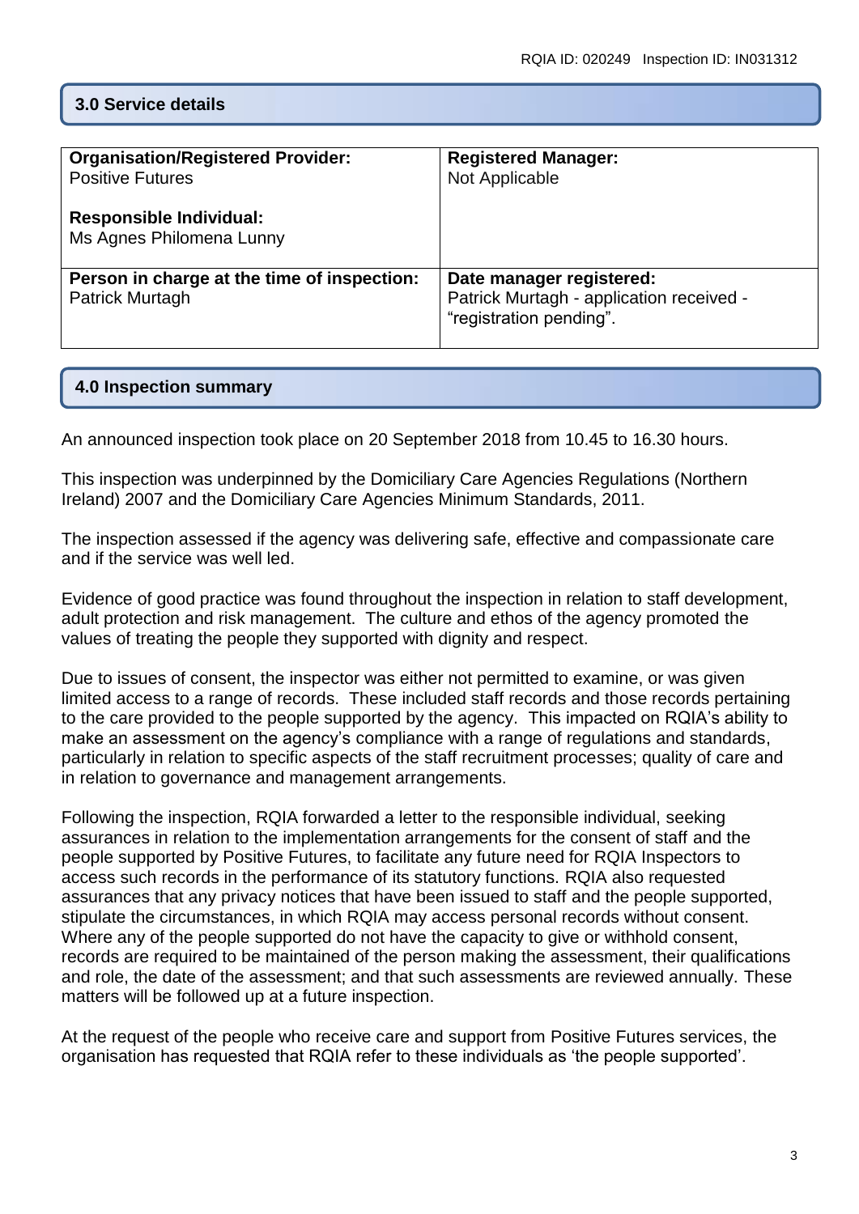## 3.0 Service details

| Organisation/Registered Provider: Positive Futures<br><br>Responsible Individual: Ms Agnes Philomena Lunny | Registered Manager: Not Applicable |
|---|---|
| **Person in charge at the time of inspection:** Patrick Murtagh | **Date manager registered:** Patrick Murtagh - application received - "registration pending". |

## 4.0 Inspection summary

An announced inspection took place on 20 September 2018 from 10.45 to 16.30 hours.

This inspection was underpinned by the Domiciliary Care Agencies Regulations (Northern Ireland) 2007 and the Domiciliary Care Agencies Minimum Standards, 2011.

The inspection assessed if the agency was delivering safe, effective and compassionate care and if the service was well led.

Evidence of good practice was found throughout the inspection in relation to staff development, adult protection and risk management. The culture and ethos of the agency promoted the values of treating the people they supported with dignity and respect.

Due to issues of consent, the inspector was either not permitted to examine, or was given limited access to a range of records. These included staff records and those records pertaining to the care provided to the people supported by the agency. This impacted on RQIA's ability to make an assessment on the agency's compliance with a range of regulations and standards, particularly in relation to specific aspects of the staff recruitment processes; quality of care and in relation to governance and management arrangements.

Following the inspection, RQIA forwarded a letter to the responsible individual, seeking assurances in relation to the implementation arrangements for the consent of staff and the people supported by Positive Futures, to facilitate any future need for RQIA Inspectors to access such records in the performance of its statutory functions. RQIA also requested assurances that any privacy notices that have been issued to staff and the people supported, stipulate the circumstances, in which RQIA may access personal records without consent. Where any of the people supported do not have the capacity to give or withhold consent, records are required to be maintained of the person making the assessment, their qualifications and role, the date of the assessment; and that such assessments are reviewed annually. These matters will be followed up at a future inspection.

At the request of the people who receive care and support from Positive Futures services, the organisation has requested that RQIA refer to these individuals as 'the people supported'.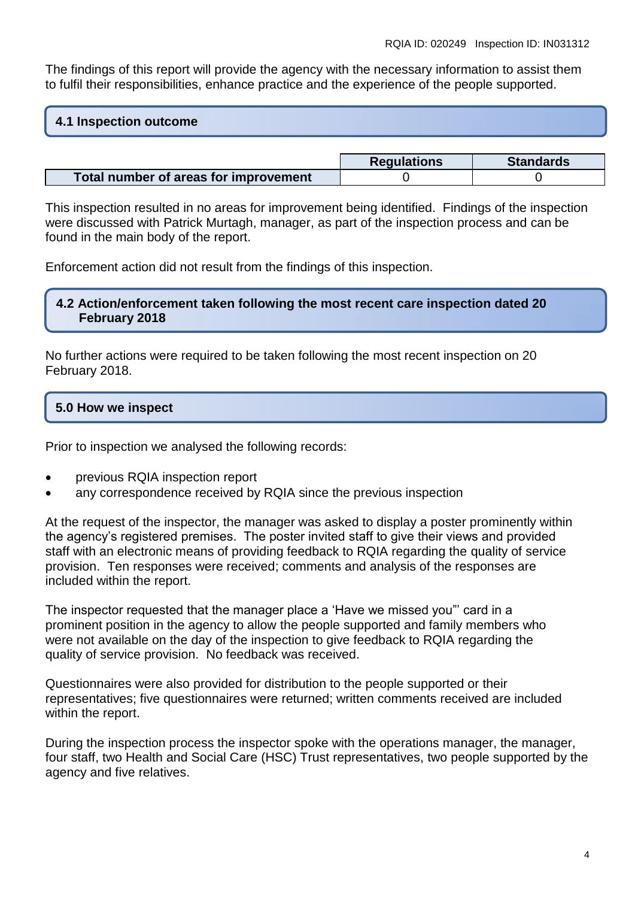The findings of this report will provide the agency with the necessary information to assist them to fulfil their responsibilities, enhance practice and the experience of the people supported.

## 4.1 Inspection outcome

| | Regulations | Standards |
|---|---|---|
| **Total number of areas for improvement** | 0 | 0 |

This inspection resulted in no areas for improvement being identified. Findings of the inspection were discussed with Patrick Murtagh, manager, as part of the inspection process and can be found in the main body of the report.

Enforcement action did not result from the findings of this inspection.

## 4.2 Action/enforcement taken following the most recent care inspection dated 20 February 2018

No further actions were required to be taken following the most recent inspection on 20 February 2018.

## 5.0 How we inspect

Prior to inspection we analysed the following records:

- previous RQIA inspection report
- any correspondence received by RQIA since the previous inspection

At the request of the inspector, the manager was asked to display a poster prominently within the agency's registered premises. The poster invited staff to give their views and provided staff with an electronic means of providing feedback to RQIA regarding the quality of service provision. Ten responses were received; comments and analysis of the responses are included within the report.

The inspector requested that the manager place a 'Have we missed you"' card in a prominent position in the agency to allow the people supported and family members who were not available on the day of the inspection to give feedback to RQIA regarding the quality of service provision. No feedback was received.

Questionnaires were also provided for distribution to the people supported or their representatives; five questionnaires were returned; written comments received are included within the report.

During the inspection process the inspector spoke with the operations manager, the manager, four staff, two Health and Social Care (HSC) Trust representatives, two people supported by the agency and five relatives.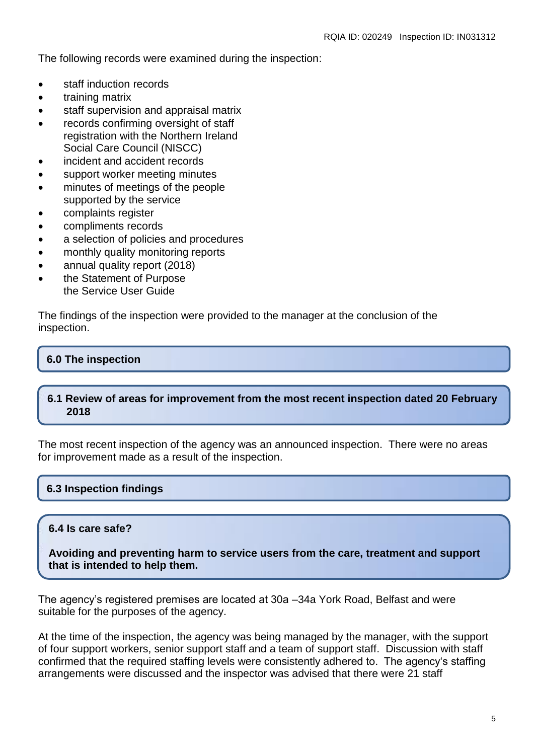The following records were examined during the inspection:

- staff induction records
- training matrix
- staff supervision and appraisal matrix
- records confirming oversight of staff registration with the Northern Ireland Social Care Council (NISCC)
- incident and accident records
- support worker meeting minutes
- minutes of meetings of the people supported by the service
- complaints register
- compliments records
- a selection of policies and procedures
- monthly quality monitoring reports
- annual quality report (2018)
- the Statement of Purpose
  the Service User Guide

The findings of the inspection were provided to the manager at the conclusion of the inspection.

## 6.0 The inspection

## 6.1 Review of areas for improvement from the most recent inspection dated 20 February 2018

The most recent inspection of the agency was an announced inspection. There were no areas for improvement made as a result of the inspection.

## 6.3 Inspection findings

## 6.4 Is care safe?

**Avoiding and preventing harm to service users from the care, treatment and support that is intended to help them.**

The agency's registered premises are located at 30a –34a York Road, Belfast and were suitable for the purposes of the agency.

At the time of the inspection, the agency was being managed by the manager, with the support of four support workers, senior support staff and a team of support staff. Discussion with staff confirmed that the required staffing levels were consistently adhered to. The agency's staffing arrangements were discussed and the inspector was advised that there were 21 staff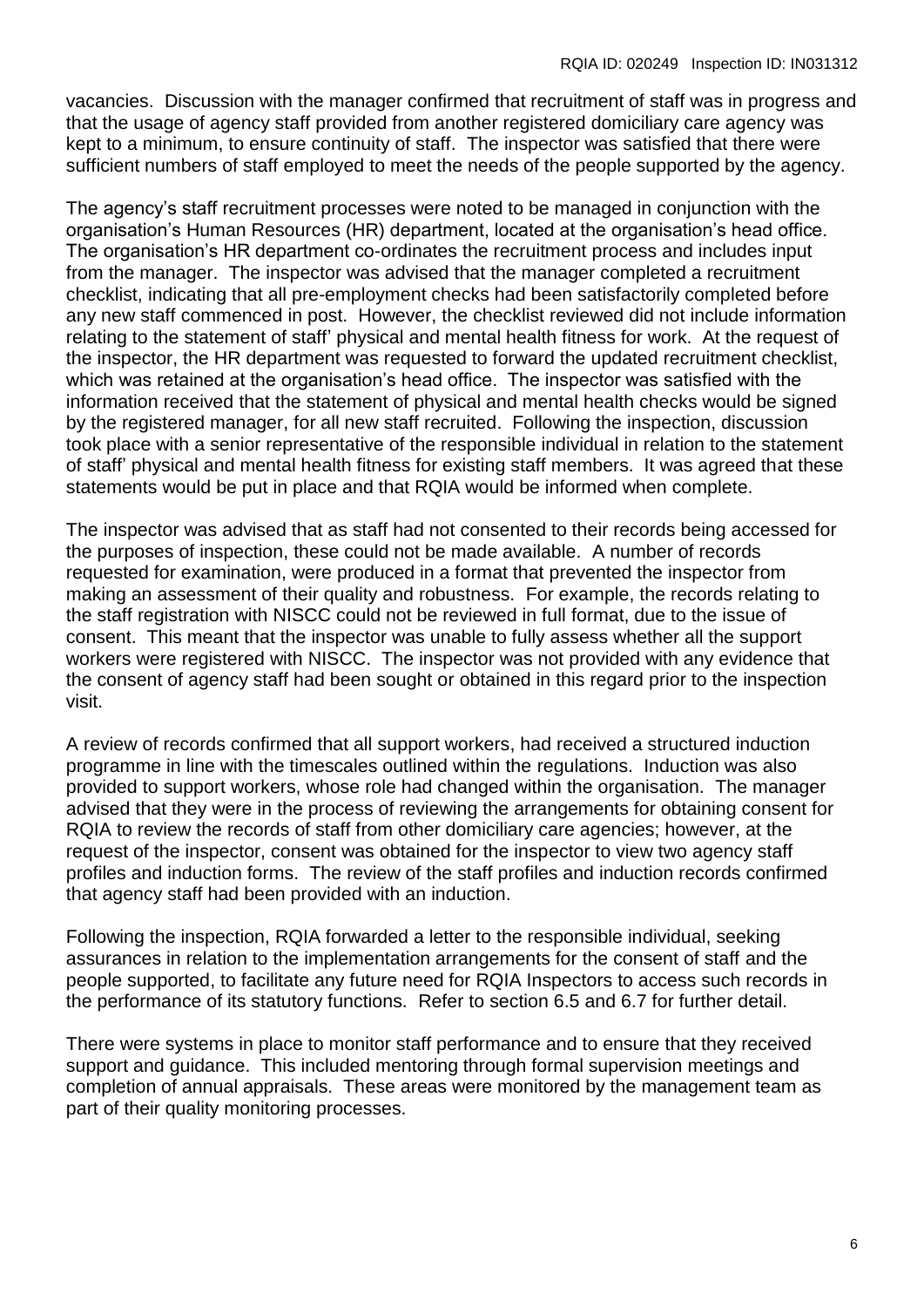vacancies. Discussion with the manager confirmed that recruitment of staff was in progress and that the usage of agency staff provided from another registered domiciliary care agency was kept to a minimum, to ensure continuity of staff. The inspector was satisfied that there were sufficient numbers of staff employed to meet the needs of the people supported by the agency.

The agency's staff recruitment processes were noted to be managed in conjunction with the organisation's Human Resources (HR) department, located at the organisation's head office. The organisation's HR department co-ordinates the recruitment process and includes input from the manager. The inspector was advised that the manager completed a recruitment checklist, indicating that all pre-employment checks had been satisfactorily completed before any new staff commenced in post. However, the checklist reviewed did not include information relating to the statement of staff' physical and mental health fitness for work. At the request of the inspector, the HR department was requested to forward the updated recruitment checklist, which was retained at the organisation's head office. The inspector was satisfied with the information received that the statement of physical and mental health checks would be signed by the registered manager, for all new staff recruited. Following the inspection, discussion took place with a senior representative of the responsible individual in relation to the statement of staff' physical and mental health fitness for existing staff members. It was agreed that these statements would be put in place and that RQIA would be informed when complete.

The inspector was advised that as staff had not consented to their records being accessed for the purposes of inspection, these could not be made available. A number of records requested for examination, were produced in a format that prevented the inspector from making an assessment of their quality and robustness. For example, the records relating to the staff registration with NISCC could not be reviewed in full format, due to the issue of consent. This meant that the inspector was unable to fully assess whether all the support workers were registered with NISCC. The inspector was not provided with any evidence that the consent of agency staff had been sought or obtained in this regard prior to the inspection visit.

A review of records confirmed that all support workers, had received a structured induction programme in line with the timescales outlined within the regulations. Induction was also provided to support workers, whose role had changed within the organisation. The manager advised that they were in the process of reviewing the arrangements for obtaining consent for RQIA to review the records of staff from other domiciliary care agencies; however, at the request of the inspector, consent was obtained for the inspector to view two agency staff profiles and induction forms. The review of the staff profiles and induction records confirmed that agency staff had been provided with an induction.

Following the inspection, RQIA forwarded a letter to the responsible individual, seeking assurances in relation to the implementation arrangements for the consent of staff and the people supported, to facilitate any future need for RQIA Inspectors to access such records in the performance of its statutory functions. Refer to section 6.5 and 6.7 for further detail.

There were systems in place to monitor staff performance and to ensure that they received support and guidance. This included mentoring through formal supervision meetings and completion of annual appraisals. These areas were monitored by the management team as part of their quality monitoring processes.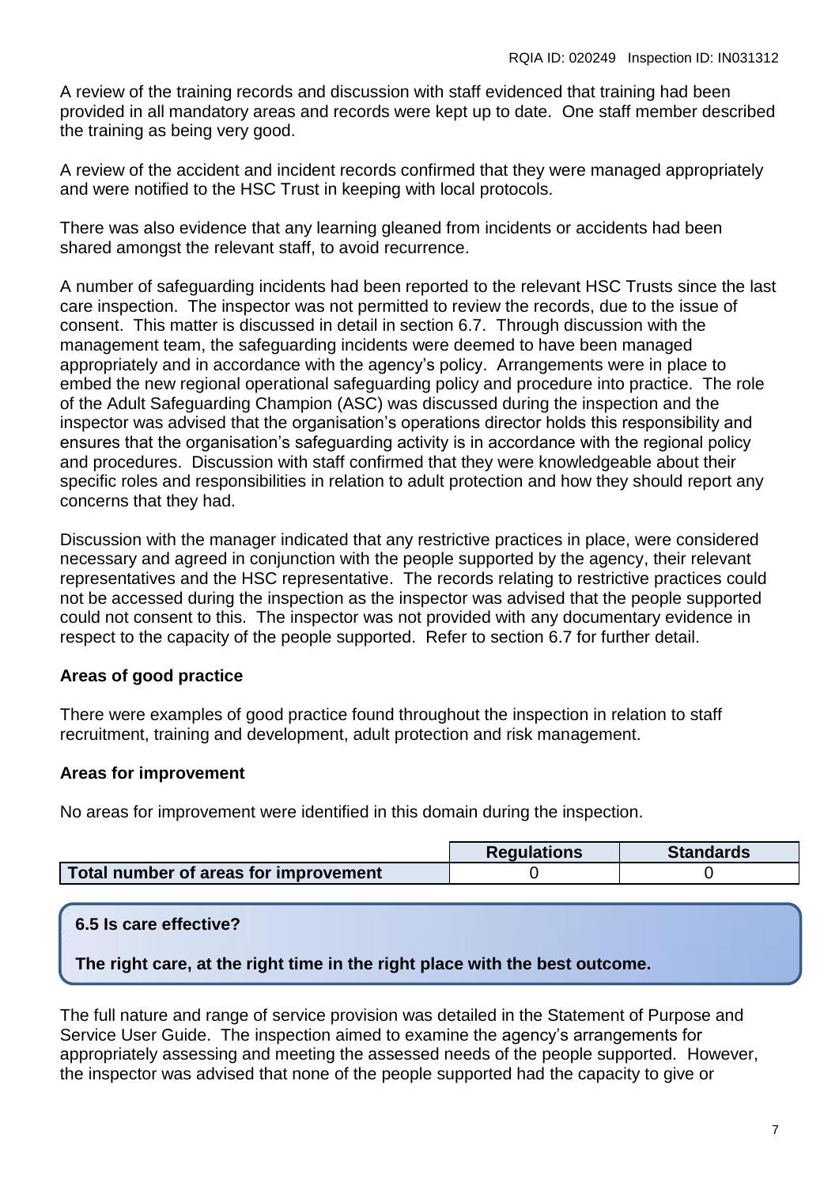A review of the training records and discussion with staff evidenced that training had been provided in all mandatory areas and records were kept up to date. One staff member described the training as being very good.

A review of the accident and incident records confirmed that they were managed appropriately and were notified to the HSC Trust in keeping with local protocols.

There was also evidence that any learning gleaned from incidents or accidents had been shared amongst the relevant staff, to avoid recurrence.

A number of safeguarding incidents had been reported to the relevant HSC Trusts since the last care inspection. The inspector was not permitted to review the records, due to the issue of consent. This matter is discussed in detail in section 6.7. Through discussion with the management team, the safeguarding incidents were deemed to have been managed appropriately and in accordance with the agency's policy. Arrangements were in place to embed the new regional operational safeguarding policy and procedure into practice. The role of the Adult Safeguarding Champion (ASC) was discussed during the inspection and the inspector was advised that the organisation's operations director holds this responsibility and ensures that the organisation's safeguarding activity is in accordance with the regional policy and procedures. Discussion with staff confirmed that they were knowledgeable about their specific roles and responsibilities in relation to adult protection and how they should report any concerns that they had.

Discussion with the manager indicated that any restrictive practices in place, were considered necessary and agreed in conjunction with the people supported by the agency, their relevant representatives and the HSC representative. The records relating to restrictive practices could not be accessed during the inspection as the inspector was advised that the people supported could not consent to this. The inspector was not provided with any documentary evidence in respect to the capacity of the people supported. Refer to section 6.7 for further detail.

**Areas of good practice**

There were examples of good practice found throughout the inspection in relation to staff recruitment, training and development, adult protection and risk management.

**Areas for improvement**

No areas for improvement were identified in this domain during the inspection.

| | Regulations | Standards |
|---|---|---|
| **Total number of areas for improvement** | 0 | 0 |

**6.5 Is care effective?**

**The right care, at the right time in the right place with the best outcome.**

The full nature and range of service provision was detailed in the Statement of Purpose and Service User Guide. The inspection aimed to examine the agency's arrangements for appropriately assessing and meeting the assessed needs of the people supported. However, the inspector was advised that none of the people supported had the capacity to give or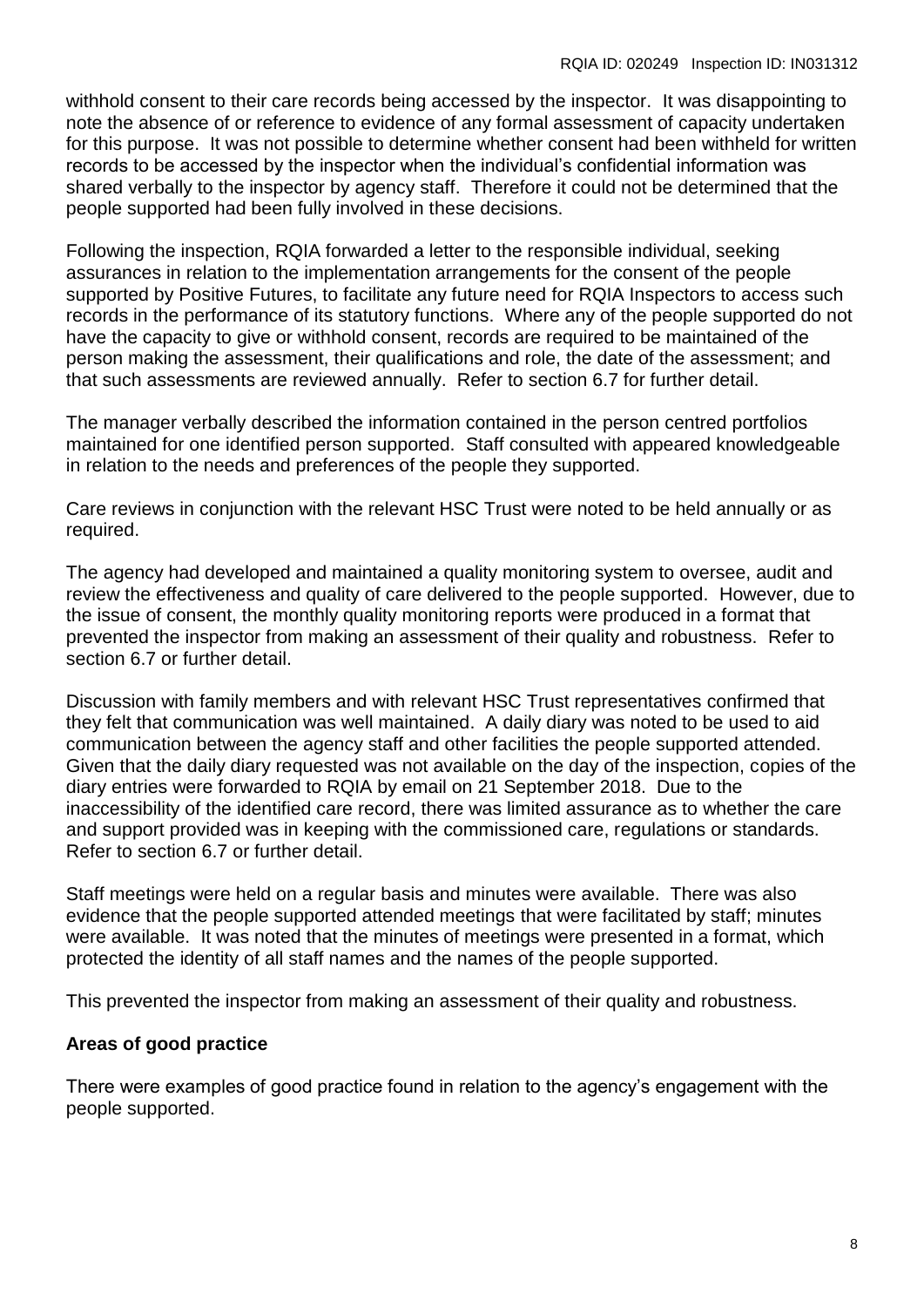withhold consent to their care records being accessed by the inspector. It was disappointing to note the absence of or reference to evidence of any formal assessment of capacity undertaken for this purpose. It was not possible to determine whether consent had been withheld for written records to be accessed by the inspector when the individual's confidential information was shared verbally to the inspector by agency staff. Therefore it could not be determined that the people supported had been fully involved in these decisions.

Following the inspection, RQIA forwarded a letter to the responsible individual, seeking assurances in relation to the implementation arrangements for the consent of the people supported by Positive Futures, to facilitate any future need for RQIA Inspectors to access such records in the performance of its statutory functions. Where any of the people supported do not have the capacity to give or withhold consent, records are required to be maintained of the person making the assessment, their qualifications and role, the date of the assessment; and that such assessments are reviewed annually. Refer to section 6.7 for further detail.

The manager verbally described the information contained in the person centred portfolios maintained for one identified person supported. Staff consulted with appeared knowledgeable in relation to the needs and preferences of the people they supported.

Care reviews in conjunction with the relevant HSC Trust were noted to be held annually or as required.

The agency had developed and maintained a quality monitoring system to oversee, audit and review the effectiveness and quality of care delivered to the people supported. However, due to the issue of consent, the monthly quality monitoring reports were produced in a format that prevented the inspector from making an assessment of their quality and robustness. Refer to section 6.7 or further detail.

Discussion with family members and with relevant HSC Trust representatives confirmed that they felt that communication was well maintained. A daily diary was noted to be used to aid communication between the agency staff and other facilities the people supported attended. Given that the daily diary requested was not available on the day of the inspection, copies of the diary entries were forwarded to RQIA by email on 21 September 2018. Due to the inaccessibility of the identified care record, there was limited assurance as to whether the care and support provided was in keeping with the commissioned care, regulations or standards. Refer to section 6.7 or further detail.

Staff meetings were held on a regular basis and minutes were available. There was also evidence that the people supported attended meetings that were facilitated by staff; minutes were available. It was noted that the minutes of meetings were presented in a format, which protected the identity of all staff names and the names of the people supported.

This prevented the inspector from making an assessment of their quality and robustness.

**Areas of good practice**

There were examples of good practice found in relation to the agency's engagement with the people supported.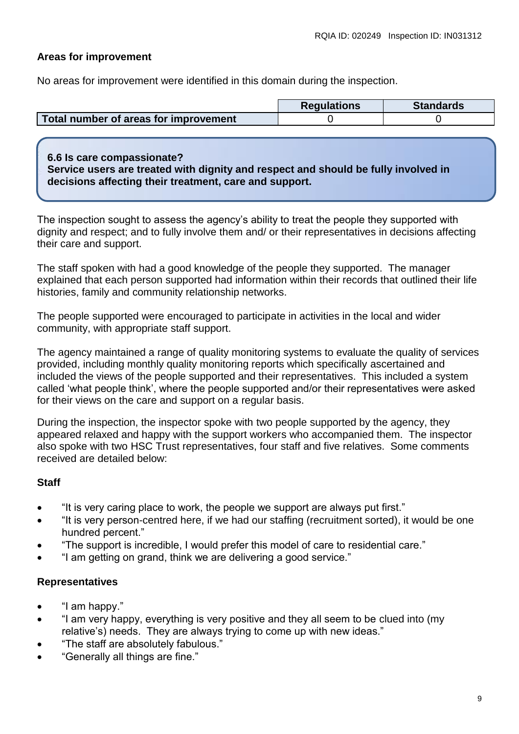**Areas for improvement**

No areas for improvement were identified in this domain during the inspection.

| | Regulations | Standards |
|---|---|---|
| **Total number of areas for improvement** | 0 | 0 |

**6.6 Is care compassionate?**
**Service users are treated with dignity and respect and should be fully involved in decisions affecting their treatment, care and support.**

The inspection sought to assess the agency's ability to treat the people they supported with dignity and respect; and to fully involve them and/ or their representatives in decisions affecting their care and support.

The staff spoken with had a good knowledge of the people they supported. The manager explained that each person supported had information within their records that outlined their life histories, family and community relationship networks.

The people supported were encouraged to participate in activities in the local and wider community, with appropriate staff support.

The agency maintained a range of quality monitoring systems to evaluate the quality of services provided, including monthly quality monitoring reports which specifically ascertained and included the views of the people supported and their representatives. This included a system called 'what people think', where the people supported and/or their representatives were asked for their views on the care and support on a regular basis.

During the inspection, the inspector spoke with two people supported by the agency, they appeared relaxed and happy with the support workers who accompanied them. The inspector also spoke with two HSC Trust representatives, four staff and five relatives. Some comments received are detailed below:

**Staff**

- "It is very caring place to work, the people we support are always put first."
- "It is very person-centred here, if we had our staffing (recruitment sorted), it would be one hundred percent."
- "The support is incredible, I would prefer this model of care to residential care."
- "I am getting on grand, think we are delivering a good service."

**Representatives**

- "I am happy."
- "I am very happy, everything is very positive and they all seem to be clued into (my relative's) needs. They are always trying to come up with new ideas."
- "The staff are absolutely fabulous."
- "Generally all things are fine."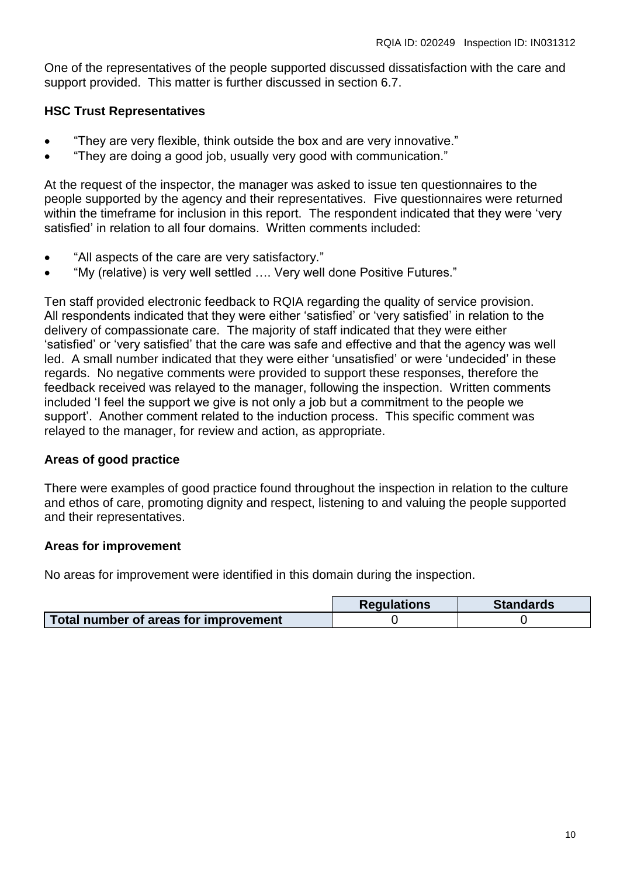One of the representatives of the people supported discussed dissatisfaction with the care and support provided. This matter is further discussed in section 6.7.

**HSC Trust Representatives**

- “They are very flexible, think outside the box and are very innovative.”
- “They are doing a good job, usually very good with communication.”

At the request of the inspector, the manager was asked to issue ten questionnaires to the people supported by the agency and their representatives. Five questionnaires were returned within the timeframe for inclusion in this report. The respondent indicated that they were ‘very satisfied’ in relation to all four domains. Written comments included:

- “All aspects of the care are very satisfactory.”
- “My (relative) is very well settled …. Very well done Positive Futures.”

Ten staff provided electronic feedback to RQIA regarding the quality of service provision. All respondents indicated that they were either ‘satisfied’ or ‘very satisfied’ in relation to the delivery of compassionate care. The majority of staff indicated that they were either ‘satisfied’ or ‘very satisfied’ that the care was safe and effective and that the agency was well led. A small number indicated that they were either ‘unsatisfied’ or were ‘undecided’ in these regards. No negative comments were provided to support these responses, therefore the feedback received was relayed to the manager, following the inspection. Written comments included ‘I feel the support we give is not only a job but a commitment to the people we support’. Another comment related to the induction process. This specific comment was relayed to the manager, for review and action, as appropriate.

**Areas of good practice**

There were examples of good practice found throughout the inspection in relation to the culture and ethos of care, promoting dignity and respect, listening to and valuing the people supported and their representatives.

**Areas for improvement**

No areas for improvement were identified in this domain during the inspection.

| | Regulations | Standards |
|---|---|---|
| **Total number of areas for improvement** | 0 | 0 |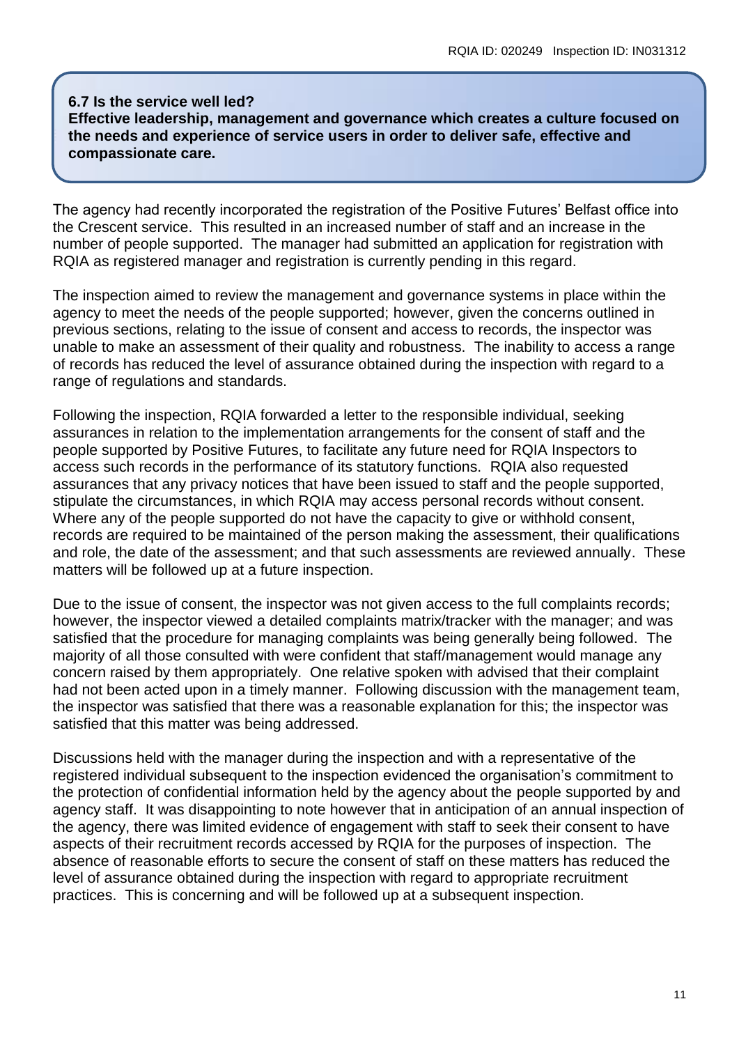**6.7 Is the service well led?**
**Effective leadership, management and governance which creates a culture focused on the needs and experience of service users in order to deliver safe, effective and compassionate care.**

The agency had recently incorporated the registration of the Positive Futures' Belfast office into the Crescent service. This resulted in an increased number of staff and an increase in the number of people supported. The manager had submitted an application for registration with RQIA as registered manager and registration is currently pending in this regard.

The inspection aimed to review the management and governance systems in place within the agency to meet the needs of the people supported; however, given the concerns outlined in previous sections, relating to the issue of consent and access to records, the inspector was unable to make an assessment of their quality and robustness. The inability to access a range of records has reduced the level of assurance obtained during the inspection with regard to a range of regulations and standards.

Following the inspection, RQIA forwarded a letter to the responsible individual, seeking assurances in relation to the implementation arrangements for the consent of staff and the people supported by Positive Futures, to facilitate any future need for RQIA Inspectors to access such records in the performance of its statutory functions. RQIA also requested assurances that any privacy notices that have been issued to staff and the people supported, stipulate the circumstances, in which RQIA may access personal records without consent. Where any of the people supported do not have the capacity to give or withhold consent, records are required to be maintained of the person making the assessment, their qualifications and role, the date of the assessment; and that such assessments are reviewed annually. These matters will be followed up at a future inspection.

Due to the issue of consent, the inspector was not given access to the full complaints records; however, the inspector viewed a detailed complaints matrix/tracker with the manager; and was satisfied that the procedure for managing complaints was being generally being followed. The majority of all those consulted with were confident that staff/management would manage any concern raised by them appropriately. One relative spoken with advised that their complaint had not been acted upon in a timely manner. Following discussion with the management team, the inspector was satisfied that there was a reasonable explanation for this; the inspector was satisfied that this matter was being addressed.

Discussions held with the manager during the inspection and with a representative of the registered individual subsequent to the inspection evidenced the organisation's commitment to the protection of confidential information held by the agency about the people supported by and agency staff. It was disappointing to note however that in anticipation of an annual inspection of the agency, there was limited evidence of engagement with staff to seek their consent to have aspects of their recruitment records accessed by RQIA for the purposes of inspection. The absence of reasonable efforts to secure the consent of staff on these matters has reduced the level of assurance obtained during the inspection with regard to appropriate recruitment practices. This is concerning and will be followed up at a subsequent inspection.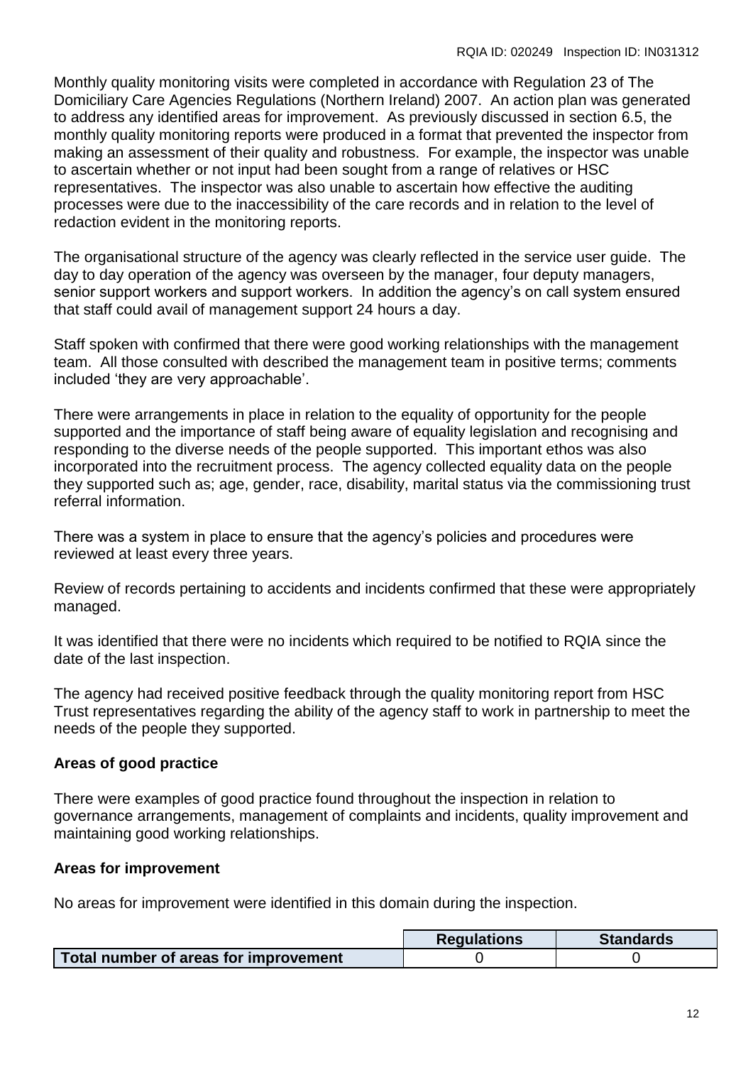Monthly quality monitoring visits were completed in accordance with Regulation 23 of The Domiciliary Care Agencies Regulations (Northern Ireland) 2007. An action plan was generated to address any identified areas for improvement. As previously discussed in section 6.5, the monthly quality monitoring reports were produced in a format that prevented the inspector from making an assessment of their quality and robustness. For example, the inspector was unable to ascertain whether or not input had been sought from a range of relatives or HSC representatives. The inspector was also unable to ascertain how effective the auditing processes were due to the inaccessibility of the care records and in relation to the level of redaction evident in the monitoring reports.

The organisational structure of the agency was clearly reflected in the service user guide. The day to day operation of the agency was overseen by the manager, four deputy managers, senior support workers and support workers. In addition the agency's on call system ensured that staff could avail of management support 24 hours a day.

Staff spoken with confirmed that there were good working relationships with the management team. All those consulted with described the management team in positive terms; comments included 'they are very approachable'.

There were arrangements in place in relation to the equality of opportunity for the people supported and the importance of staff being aware of equality legislation and recognising and responding to the diverse needs of the people supported. This important ethos was also incorporated into the recruitment process. The agency collected equality data on the people they supported such as; age, gender, race, disability, marital status via the commissioning trust referral information.

There was a system in place to ensure that the agency's policies and procedures were reviewed at least every three years.

Review of records pertaining to accidents and incidents confirmed that these were appropriately managed.

It was identified that there were no incidents which required to be notified to RQIA since the date of the last inspection.

The agency had received positive feedback through the quality monitoring report from HSC Trust representatives regarding the ability of the agency staff to work in partnership to meet the needs of the people they supported.

**Areas of good practice**

There were examples of good practice found throughout the inspection in relation to governance arrangements, management of complaints and incidents, quality improvement and maintaining good working relationships.

**Areas for improvement**

No areas for improvement were identified in this domain during the inspection.

| | Regulations | Standards |
|---|---|---|
| **Total number of areas for improvement** | 0 | 0 |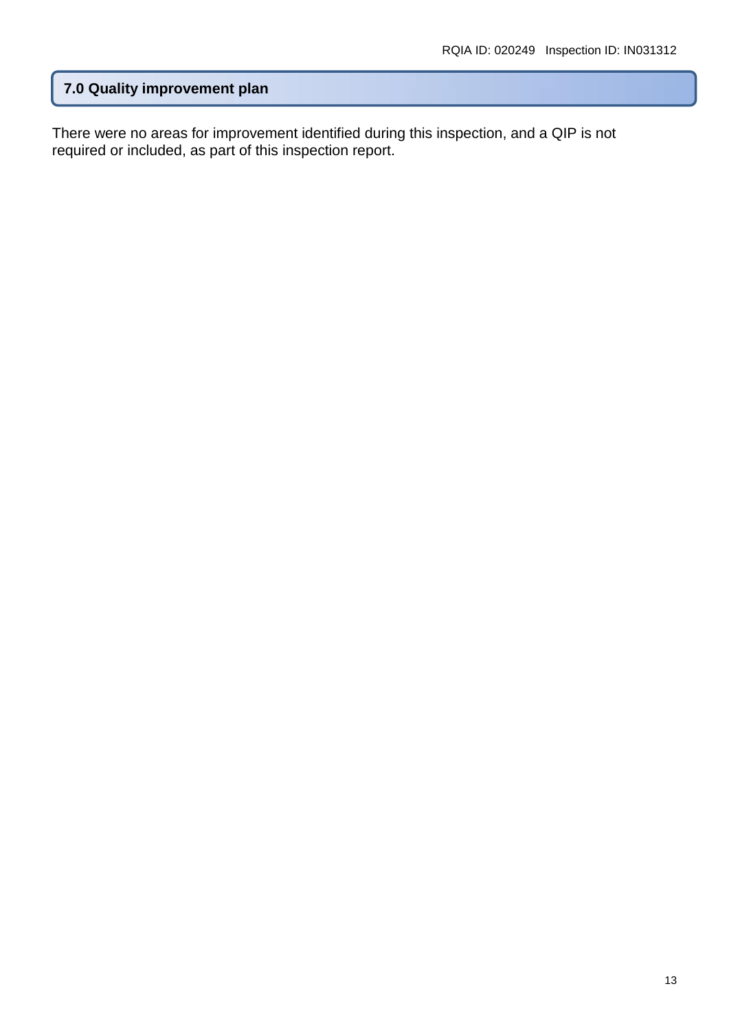## 7.0 Quality improvement plan

There were no areas for improvement identified during this inspection, and a QIP is not required or included, as part of this inspection report.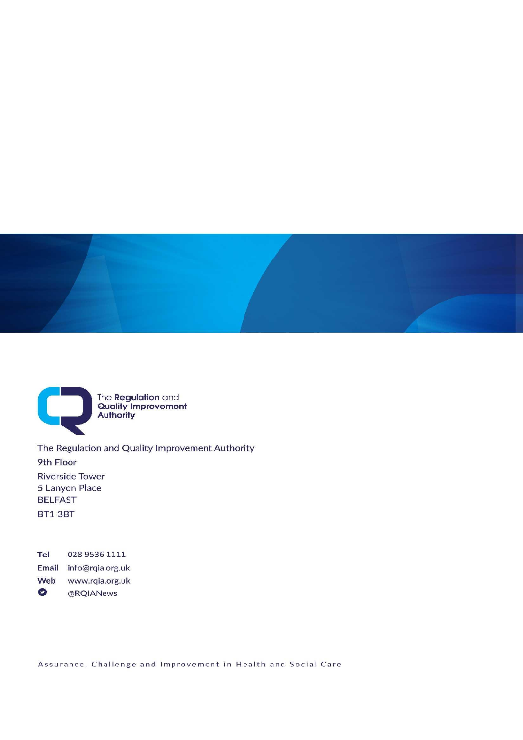The Regulation and Quality Improvement Authority

The Regulation and Quality Improvement Authority
9th Floor
Riverside Tower
5 Lanyon Place
BELFAST
BT1 3BT

| | |
|---|---|
| Tel | 028 9536 1111 |
| Email | info@rqia.org.uk |
| Web | www.rqia.org.uk |
| | @RQIANews |

Assurance, Challenge and Improvement in Health and Social Care